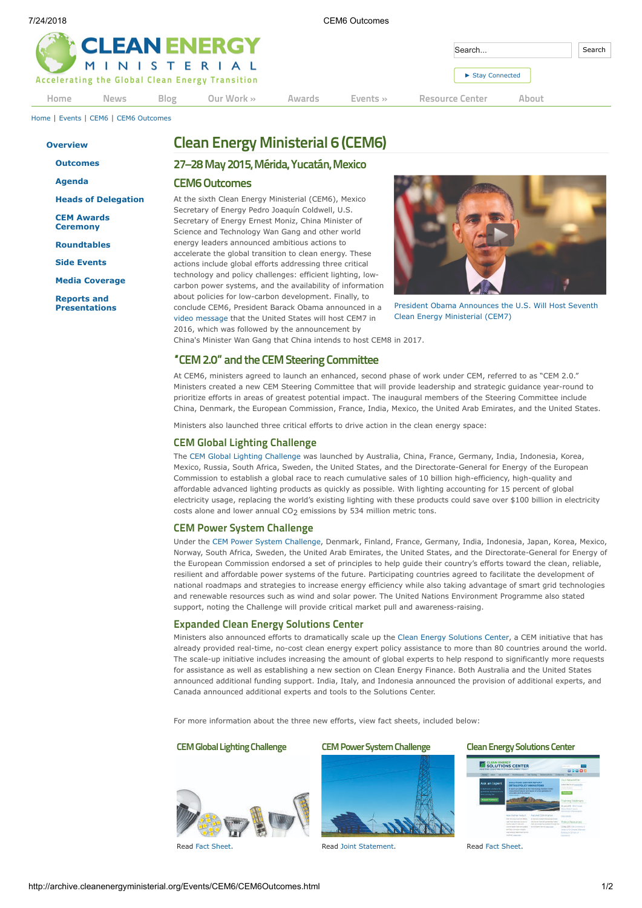# Clean Energy Ministerial 6 (CEM6)

## 27–28 May 2015, Mérida, Yucatán, Mexico

## CEM6 Outcomes

At the sixth Clean Energy Ministerial (CEM6), Mexico Secretary of Energy Pedro Joaquín Coldwell, U.S. Secretary of Energy Ernest Moniz, China Minister of Science and Technology Wan Gang and other world energy leaders announced ambitious actions to accelerate the global transition to clean energy. These actions include global efforts addressing three critical technology and policy challenges: efficient lighting, low-carbon power systems, and the availability of information about policies for low-carbon development. Finally, to conclude CEM6, President Barack Obama announced in a video message that the United States will host CEM7 in 2016, which was followed by the announcement by China's Minister Wan Gang that China intends to host CEM8 in 2017.

President Obama Announces the U.S. Will Host Seventh Clean Energy Ministerial (CEM7)

## "CEM 2.0" and the CEM Steering Committee

At CEM6, ministers agreed to launch an enhanced, second phase of work under CEM, referred to as "CEM 2.0." Ministers created a new CEM Steering Committee that will provide leadership and strategic guidance year-round to prioritize efforts in areas of greatest potential impact. The inaugural members of the Steering Committee include China, Denmark, the European Commission, France, India, Mexico, the United Arab Emirates, and the United States.

Ministers also launched three critical efforts to drive action in the clean energy space:

### CEM Global Lighting Challenge

The CEM Global Lighting Challenge was launched by Australia, China, France, Germany, India, Indonesia, Korea, Mexico, Russia, South Africa, Sweden, the United States, and the Directorate-General for Energy of the European Commission to establish a global race to reach cumulative sales of 10 billion high-efficiency, high-quality and affordable advanced lighting products as quickly as possible. With lighting accounting for 15 percent of global electricity usage, replacing the world's existing lighting with these products could save over $100 billion in electricity costs alone and lower annual $CO_2$ emissions by 534 million metric tons.

### CEM Power System Challenge

Under the CEM Power System Challenge, Denmark, Finland, France, Germany, India, Indonesia, Japan, Korea, Mexico, Norway, South Africa, Sweden, the United Arab Emirates, the United States, and the Directorate-General for Energy of the European Commission endorsed a set of principles to help guide their country's efforts toward the clean, reliable, resilient and affordable power systems of the future. Participating countries agreed to facilitate the development of national roadmaps and strategies to increase energy efficiency while also taking advantage of smart grid technologies and renewable resources such as wind and solar power. The United Nations Environment Programme also stated support, noting the Challenge will provide critical market pull and awareness-raising.

### Expanded Clean Energy Solutions Center

Ministers also announced efforts to dramatically scale up the Clean Energy Solutions Center, a CEM initiative that has already provided real-time, no-cost clean energy expert policy assistance to more than 80 countries around the world. The scale-up initiative includes increasing the amount of global experts to help respond to significantly more requests for assistance as well as establishing a new section on Clean Energy Finance. Both Australia and the United States announced additional funding support. India, Italy, and Indonesia announced the provision of additional experts, and Canada announced additional experts and tools to the Solutions Center.

For more information about the three new efforts, view fact sheets, included below:

**CEM Global Lighting Challenge**

Read Fact Sheet.

**CEM Power System Challenge**

Read Joint Statement.

**Clean Energy Solutions Center**

Read Fact Sheet.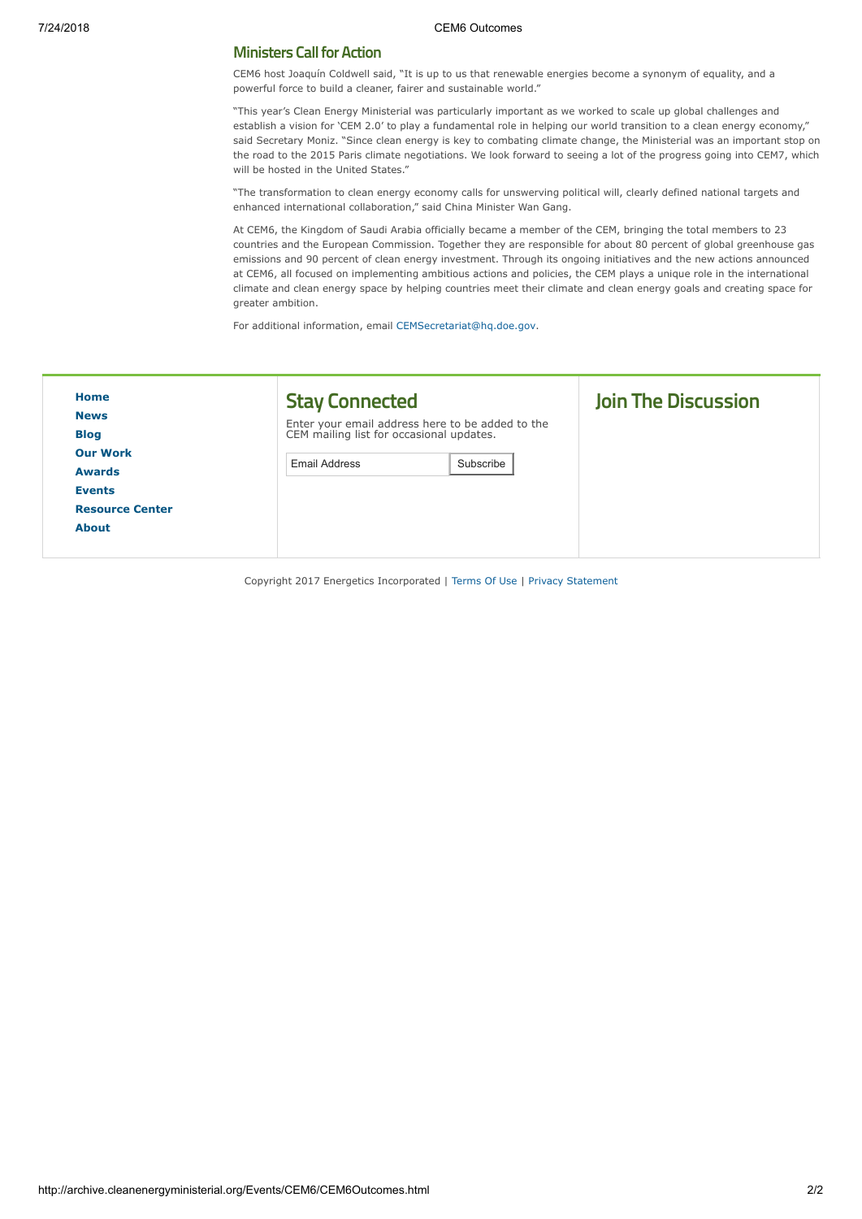## Ministers Call for Action

CEM6 host Joaquín Coldwell said, "It is up to us that renewable energies become a synonym of equality, and a powerful force to build a cleaner, fairer and sustainable world."

"This year's Clean Energy Ministerial was particularly important as we worked to scale up global challenges and establish a vision for 'CEM 2.0' to play a fundamental role in helping our world transition to a clean energy economy," said Secretary Moniz. "Since clean energy is key to combating climate change, the Ministerial was an important stop on the road to the 2015 Paris climate negotiations. We look forward to seeing a lot of the progress going into CEM7, which will be hosted in the United States."

"The transformation to clean energy economy calls for unswerving political will, clearly defined national targets and enhanced international collaboration," said China Minister Wan Gang.

At CEM6, the Kingdom of Saudi Arabia officially became a member of the CEM, bringing the total members to 23 countries and the European Commission. Together they are responsible for about 80 percent of global greenhouse gas emissions and 90 percent of clean energy investment. Through its ongoing initiatives and the new actions announced at CEM6, all focused on implementing ambitious actions and policies, the CEM plays a unique role in the international climate and clean energy space by helping countries meet their climate and clean energy goals and creating space for greater ambition.

For additional information, email CEMSecretariat@hq.doe.gov.

**Home**
**News**
**Blog**
**Our Work**
**Awards**
**Events**
**Resource Center**
**About**

## Stay Connected

Enter your email address here to be added to the CEM mailing list for occasional updates.

Email Address | Subscribe

## Join The Discussion

Copyright 2017 Energetics Incorporated | Terms Of Use | Privacy Statement